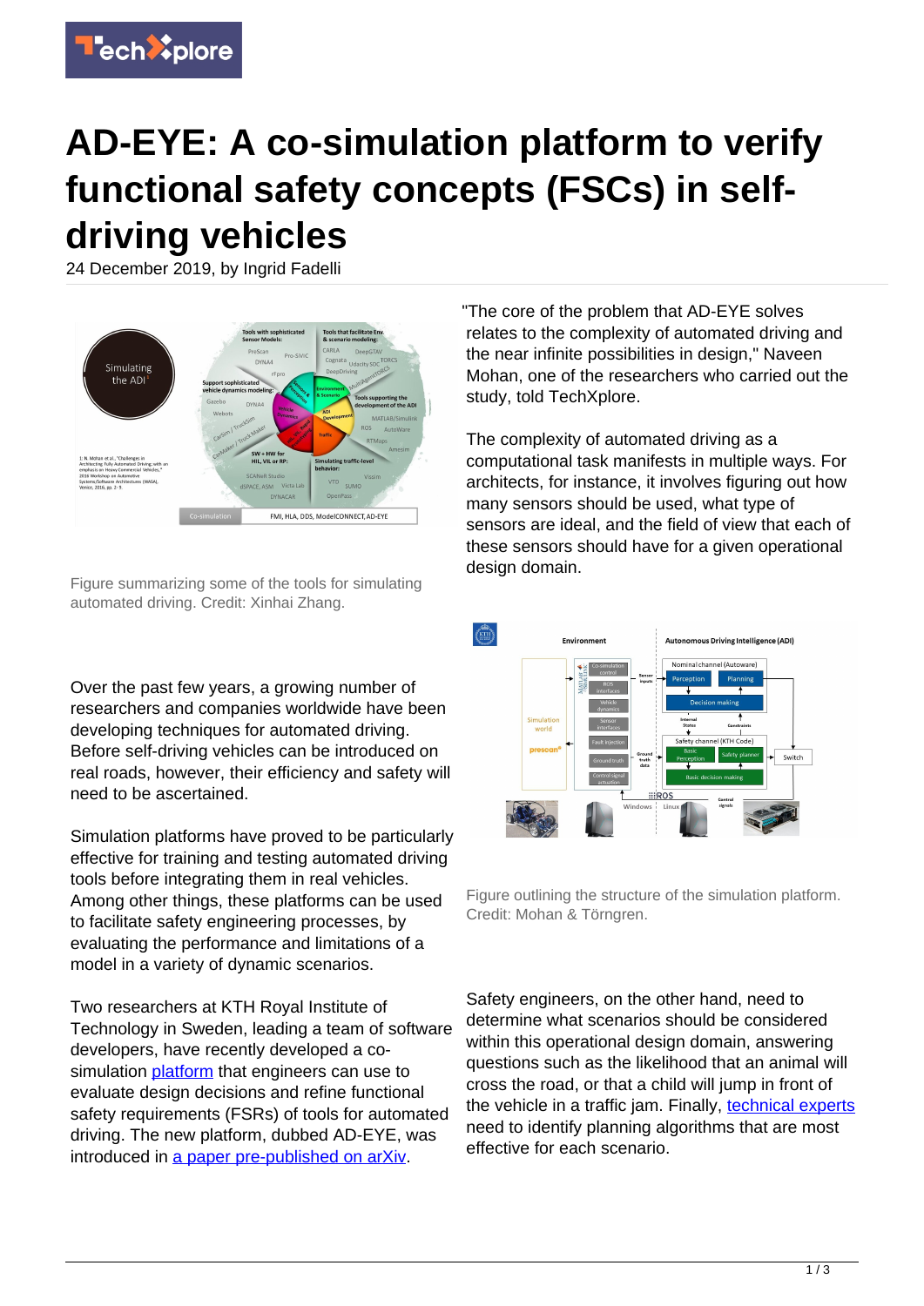# AD-EYE: A co-simulation platform to verify functional safety concepts (FSCs) in self-driving vehicles

24 December 2019, by Ingrid Fadelli

Figure summarizing some of the tools for simulating automated driving. Credit: Xinhai Zhang.

Over the past few years, a growing number of researchers and companies worldwide have been developing techniques for automated driving. Before self-driving vehicles can be introduced on real roads, however, their efficiency and safety will need to be ascertained.

Simulation platforms have proved to be particularly effective for training and testing automated driving tools before integrating them in real vehicles. Among other things, these platforms can be used to facilitate safety engineering processes, by evaluating the performance and limitations of a model in a variety of dynamic scenarios.

Two researchers at KTH Royal Institute of Technology in Sweden, leading a team of software developers, have recently developed a co-simulation platform that engineers can use to evaluate design decisions and refine functional safety requirements (FSRs) of tools for automated driving. The new platform, dubbed AD-EYE, was introduced in a paper pre-published on arXiv.

"The core of the problem that AD-EYE solves relates to the complexity of automated driving and the near infinite possibilities in design," Naveen Mohan, one of the researchers who carried out the study, told TechXplore.

The complexity of automated driving as a computational task manifests in multiple ways. For architects, for instance, it involves figuring out how many sensors should be used, what type of sensors are ideal, and the field of view that each of these sensors should have for a given operational design domain.

Figure outlining the structure of the simulation platform. Credit: Mohan & Törngren.

Safety engineers, on the other hand, need to determine what scenarios should be considered within this operational design domain, answering questions such as the likelihood that an animal will cross the road, or that a child will jump in front of the vehicle in a traffic jam. Finally, technical experts need to identify planning algorithms that are most effective for each scenario.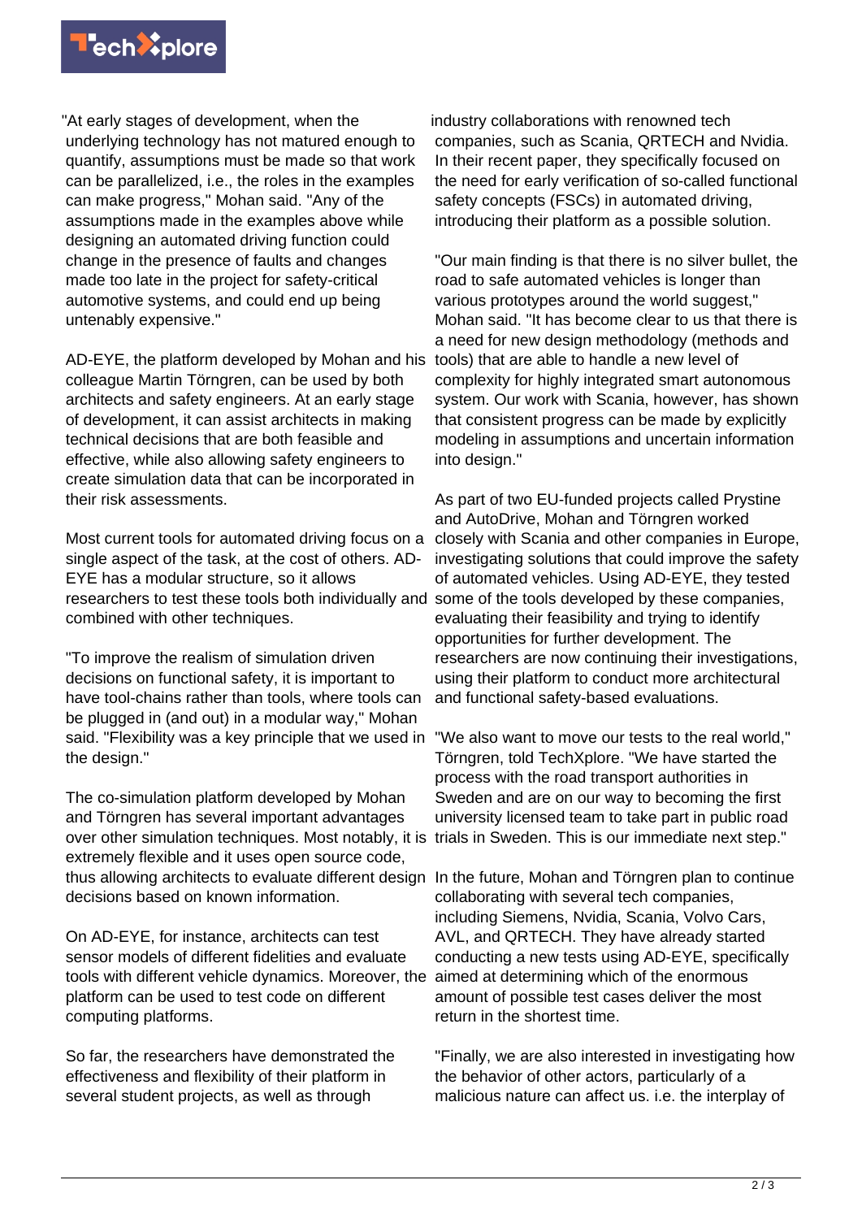"At early stages of development, when the underlying technology has not matured enough to quantify, assumptions must be made so that work can be parallelized, i.e., the roles in the examples can make progress," Mohan said. "Any of the assumptions made in the examples above while designing an automated driving function could change in the presence of faults and changes made too late in the project for safety-critical automotive systems, and could end up being untenably expensive."

AD-EYE, the platform developed by Mohan and his colleague Martin Törngren, can be used by both architects and safety engineers. At an early stage of development, it can assist architects in making technical decisions that are both feasible and effective, while also allowing safety engineers to create simulation data that can be incorporated in their risk assessments.

Most current tools for automated driving focus on a single aspect of the task, at the cost of others. AD-EYE has a modular structure, so it allows researchers to test these tools both individually and combined with other techniques.

"To improve the realism of simulation driven decisions on functional safety, it is important to have tool-chains rather than tools, where tools can be plugged in (and out) in a modular way," Mohan said. "Flexibility was a key principle that we used in the design."

The co-simulation platform developed by Mohan and Törngren has several important advantages over other simulation techniques. Most notably, it is extremely flexible and it uses open source code, thus allowing architects to evaluate different design decisions based on known information.

On AD-EYE, for instance, architects can test sensor models of different fidelities and evaluate tools with different vehicle dynamics. Moreover, the platform can be used to test code on different computing platforms.

So far, the researchers have demonstrated the effectiveness and flexibility of their platform in several student projects, as well as through industry collaborations with renowned tech companies, such as Scania, QRTECH and Nvidia. In their recent paper, they specifically focused on the need for early verification of so-called functional safety concepts (FSCs) in automated driving, introducing their platform as a possible solution.

"Our main finding is that there is no silver bullet, the road to safe automated vehicles is longer than various prototypes around the world suggest," Mohan said. "It has become clear to us that there is a need for new design methodology (methods and tools) that are able to handle a new level of complexity for highly integrated smart autonomous system. Our work with Scania, however, has shown that consistent progress can be made by explicitly modeling in assumptions and uncertain information into design."

As part of two EU-funded projects called Prystine and AutoDrive, Mohan and Törngren worked closely with Scania and other companies in Europe, investigating solutions that could improve the safety of automated vehicles. Using AD-EYE, they tested some of the tools developed by these companies, evaluating their feasibility and trying to identify opportunities for further development. The researchers are now continuing their investigations, using their platform to conduct more architectural and functional safety-based evaluations.

"We also want to move our tests to the real world," Törngren, told TechXplore. "We have started the process with the road transport authorities in Sweden and are on our way to becoming the first university licensed team to take part in public road trials in Sweden. This is our immediate next step."

In the future, Mohan and Törngren plan to continue collaborating with several tech companies, including Siemens, Nvidia, Scania, Volvo Cars, AVL, and QRTECH. They have already started conducting a new tests using AD-EYE, specifically aimed at determining which of the enormous amount of possible test cases deliver the most return in the shortest time.

"Finally, we are also interested in investigating how the behavior of other actors, particularly of a malicious nature can affect us. i.e. the interplay of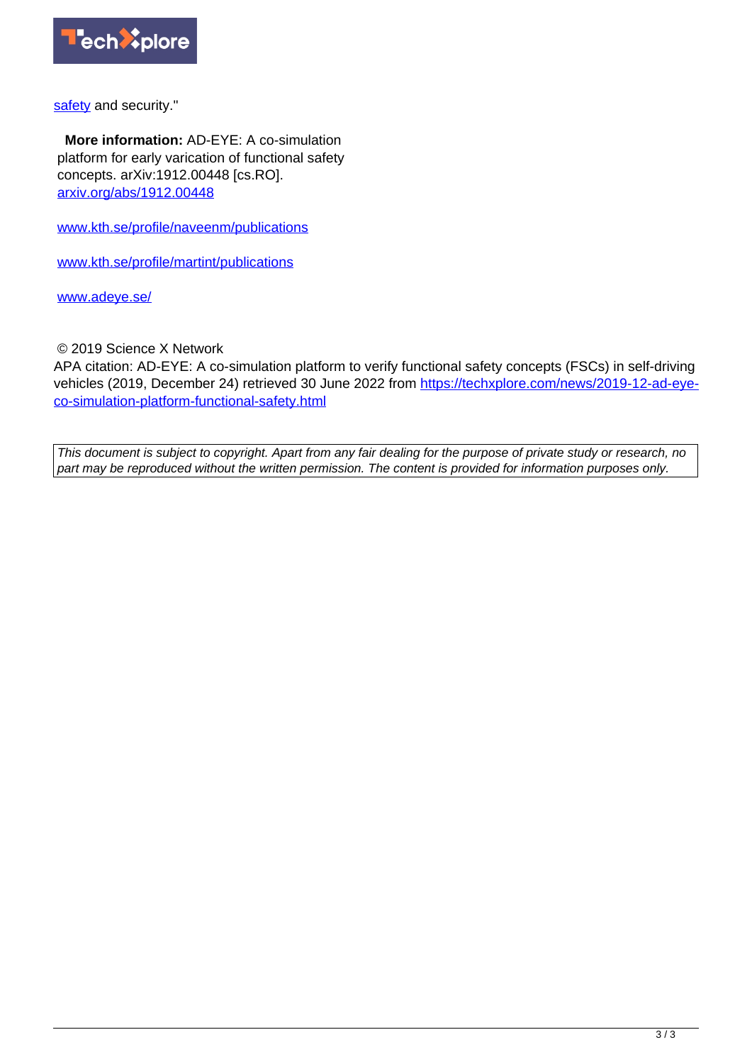safety and security."

**More information:** AD-EYE: A co-simulation platform for early varication of functional safety concepts. arXiv:1912.00448 [cs.RO]. arxiv.org/abs/1912.00448

www.kth.se/profile/naveenm/publications

www.kth.se/profile/martint/publications

www.adeye.se/

© 2019 Science X Network

APA citation: AD-EYE: A co-simulation platform to verify functional safety concepts (FSCs) in self-driving vehicles (2019, December 24) retrieved 30 June 2022 from https://techxplore.com/news/2019-12-ad-eye-co-simulation-platform-functional-safety.html

*This document is subject to copyright. Apart from any fair dealing for the purpose of private study or research, no part may be reproduced without the written permission. The content is provided for information purposes only.*